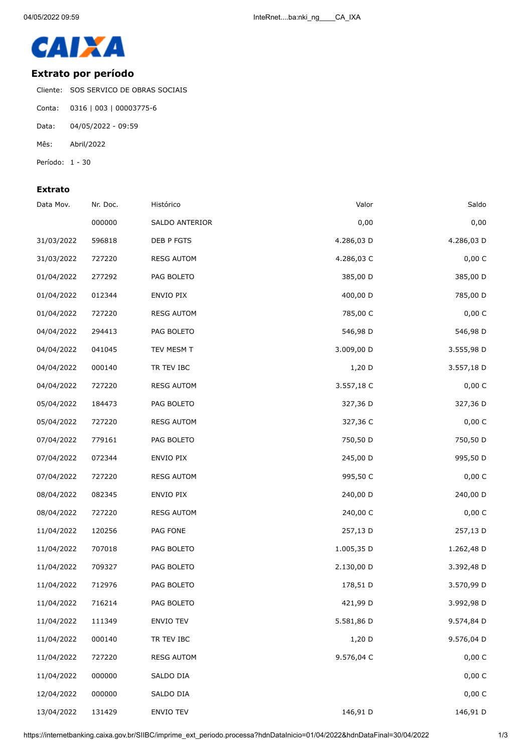CAIXA

## Extrato por período

Cliente: SOS SERVICO DE OBRAS SOCIAIS

Conta: 0316 | 003 | 00003775-6

Data: 04/05/2022 - 09:59

Mês: Abril/2022

Período: 1 - 30

### Extrato

| Data Mov. | Nr. Doc. | Histórico | Valor | Saldo |
|---|---|---|---|---|
| | 000000 | SALDO ANTERIOR | 0,00 | 0,00 |
| 31/03/2022 | 596818 | DEB P FGTS | 4.286,03 D | 4.286,03 D |
| 31/03/2022 | 727220 | RESG AUTOM | 4.286,03 C | 0,00 C |
| 01/04/2022 | 277292 | PAG BOLETO | 385,00 D | 385,00 D |
| 01/04/2022 | 012344 | ENVIO PIX | 400,00 D | 785,00 D |
| 01/04/2022 | 727220 | RESG AUTOM | 785,00 C | 0,00 C |
| 04/04/2022 | 294413 | PAG BOLETO | 546,98 D | 546,98 D |
| 04/04/2022 | 041045 | TEV MESM T | 3.009,00 D | 3.555,98 D |
| 04/04/2022 | 000140 | TR TEV IBC | 1,20 D | 3.557,18 D |
| 04/04/2022 | 727220 | RESG AUTOM | 3.557,18 C | 0,00 C |
| 05/04/2022 | 184473 | PAG BOLETO | 327,36 D | 327,36 D |
| 05/04/2022 | 727220 | RESG AUTOM | 327,36 C | 0,00 C |
| 07/04/2022 | 779161 | PAG BOLETO | 750,50 D | 750,50 D |
| 07/04/2022 | 072344 | ENVIO PIX | 245,00 D | 995,50 D |
| 07/04/2022 | 727220 | RESG AUTOM | 995,50 C | 0,00 C |
| 08/04/2022 | 082345 | ENVIO PIX | 240,00 D | 240,00 D |
| 08/04/2022 | 727220 | RESG AUTOM | 240,00 C | 0,00 C |
| 11/04/2022 | 120256 | PAG FONE | 257,13 D | 257,13 D |
| 11/04/2022 | 707018 | PAG BOLETO | 1.005,35 D | 1.262,48 D |
| 11/04/2022 | 709327 | PAG BOLETO | 2.130,00 D | 3.392,48 D |
| 11/04/2022 | 712976 | PAG BOLETO | 178,51 D | 3.570,99 D |
| 11/04/2022 | 716214 | PAG BOLETO | 421,99 D | 3.992,98 D |
| 11/04/2022 | 111349 | ENVIO TEV | 5.581,86 D | 9.574,84 D |
| 11/04/2022 | 000140 | TR TEV IBC | 1,20 D | 9.576,04 D |
| 11/04/2022 | 727220 | RESG AUTOM | 9.576,04 C | 0,00 C |
| 11/04/2022 | 000000 | SALDO DIA | | 0,00 C |
| 12/04/2022 | 000000 | SALDO DIA | | 0,00 C |
| 13/04/2022 | 131429 | ENVIO TEV | 146,91 D | 146,91 D |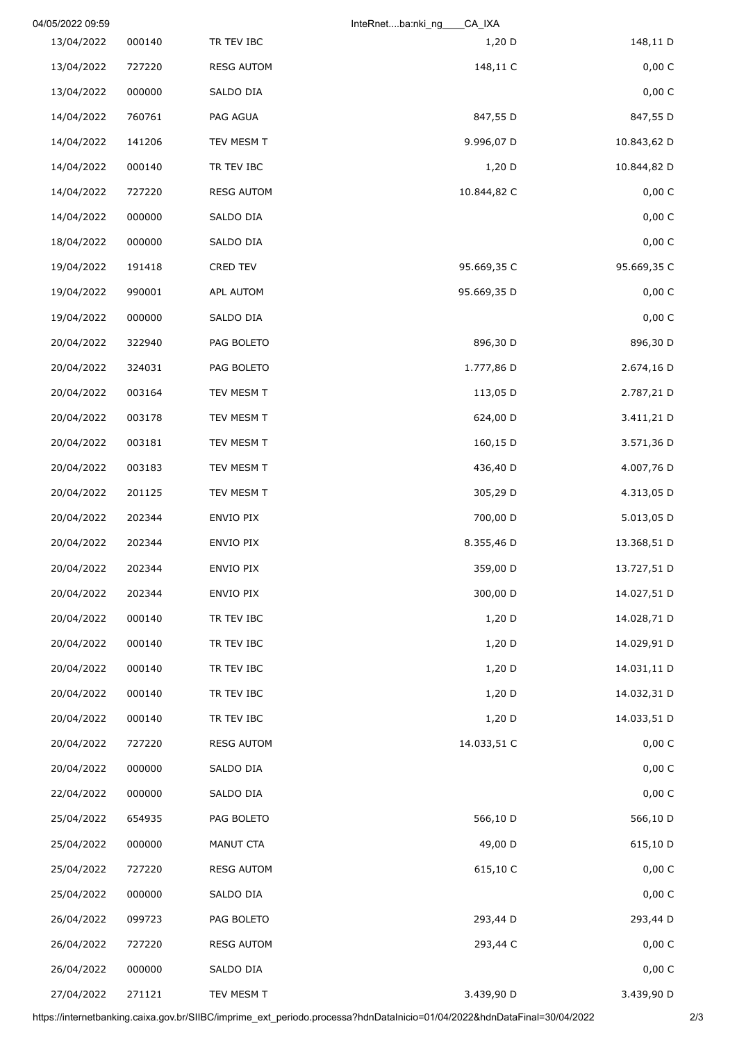| | | | | |
|---|---|---|---|---|
| 13/04/2022 | 000140 | TR TEV IBC | 1,20 D | 148,11 D |
| 13/04/2022 | 727220 | RESG AUTOM | 148,11 C | 0,00 C |
| 13/04/2022 | 000000 | SALDO DIA | | 0,00 C |
| 14/04/2022 | 760761 | PAG AGUA | 847,55 D | 847,55 D |
| 14/04/2022 | 141206 | TEV MESM T | 9.996,07 D | 10.843,62 D |
| 14/04/2022 | 000140 | TR TEV IBC | 1,20 D | 10.844,82 D |
| 14/04/2022 | 727220 | RESG AUTOM | 10.844,82 C | 0,00 C |
| 14/04/2022 | 000000 | SALDO DIA | | 0,00 C |
| 18/04/2022 | 000000 | SALDO DIA | | 0,00 C |
| 19/04/2022 | 191418 | CRED TEV | 95.669,35 C | 95.669,35 C |
| 19/04/2022 | 990001 | APL AUTOM | 95.669,35 D | 0,00 C |
| 19/04/2022 | 000000 | SALDO DIA | | 0,00 C |
| 20/04/2022 | 322940 | PAG BOLETO | 896,30 D | 896,30 D |
| 20/04/2022 | 324031 | PAG BOLETO | 1.777,86 D | 2.674,16 D |
| 20/04/2022 | 003164 | TEV MESM T | 113,05 D | 2.787,21 D |
| 20/04/2022 | 003178 | TEV MESM T | 624,00 D | 3.411,21 D |
| 20/04/2022 | 003181 | TEV MESM T | 160,15 D | 3.571,36 D |
| 20/04/2022 | 003183 | TEV MESM T | 436,40 D | 4.007,76 D |
| 20/04/2022 | 201125 | TEV MESM T | 305,29 D | 4.313,05 D |
| 20/04/2022 | 202344 | ENVIO PIX | 700,00 D | 5.013,05 D |
| 20/04/2022 | 202344 | ENVIO PIX | 8.355,46 D | 13.368,51 D |
| 20/04/2022 | 202344 | ENVIO PIX | 359,00 D | 13.727,51 D |
| 20/04/2022 | 202344 | ENVIO PIX | 300,00 D | 14.027,51 D |
| 20/04/2022 | 000140 | TR TEV IBC | 1,20 D | 14.028,71 D |
| 20/04/2022 | 000140 | TR TEV IBC | 1,20 D | 14.029,91 D |
| 20/04/2022 | 000140 | TR TEV IBC | 1,20 D | 14.031,11 D |
| 20/04/2022 | 000140 | TR TEV IBC | 1,20 D | 14.032,31 D |
| 20/04/2022 | 000140 | TR TEV IBC | 1,20 D | 14.033,51 D |
| 20/04/2022 | 727220 | RESG AUTOM | 14.033,51 C | 0,00 C |
| 20/04/2022 | 000000 | SALDO DIA | | 0,00 C |
| 22/04/2022 | 000000 | SALDO DIA | | 0,00 C |
| 25/04/2022 | 654935 | PAG BOLETO | 566,10 D | 566,10 D |
| 25/04/2022 | 000000 | MANUT CTA | 49,00 D | 615,10 D |
| 25/04/2022 | 727220 | RESG AUTOM | 615,10 C | 0,00 C |
| 25/04/2022 | 000000 | SALDO DIA | | 0,00 C |
| 26/04/2022 | 099723 | PAG BOLETO | 293,44 D | 293,44 D |
| 26/04/2022 | 727220 | RESG AUTOM | 293,44 C | 0,00 C |
| 26/04/2022 | 000000 | SALDO DIA | | 0,00 C |
| 27/04/2022 | 271121 | TEV MESM T | 3.439,90 D | 3.439,90 D |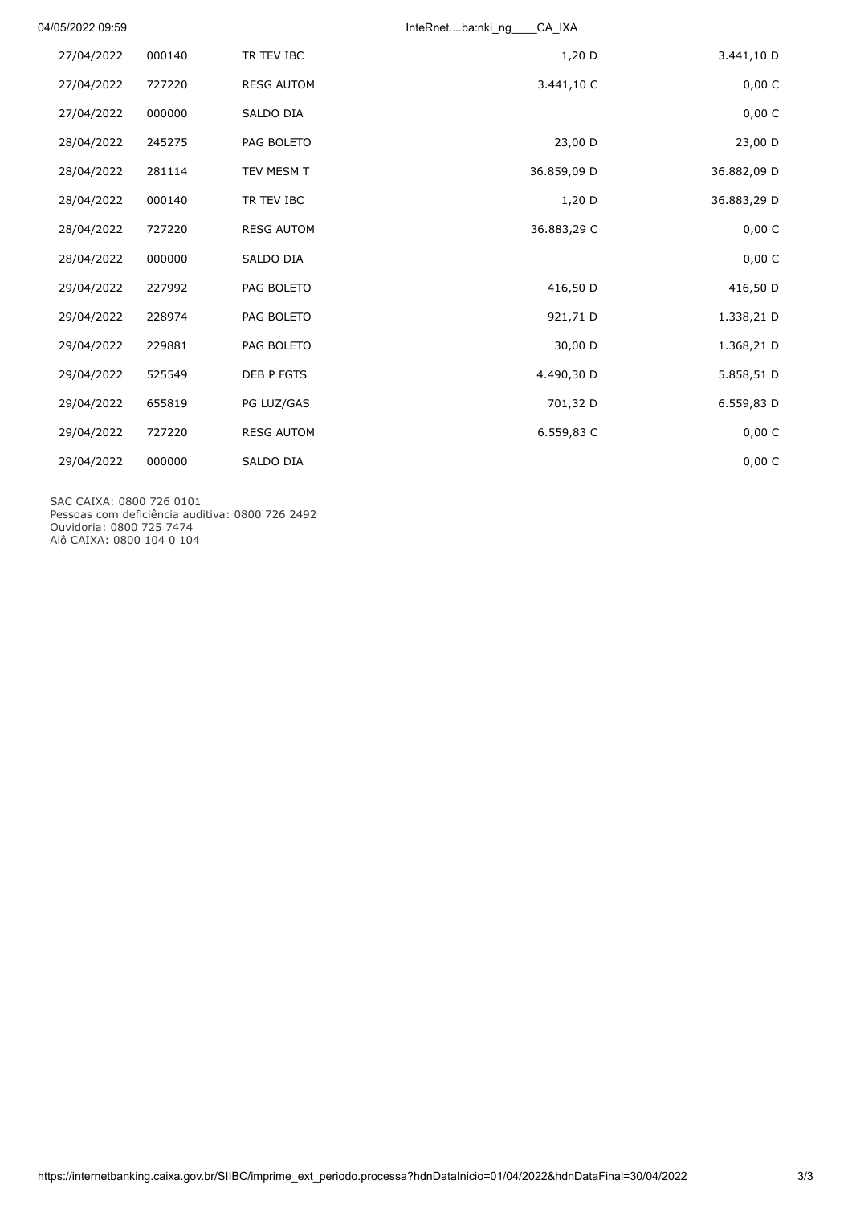| | | | | |
|---|---|---|---|---|
| 27/04/2022 | 000140 | TR TEV IBC | 1,20 D | 3.441,10 D |
| 27/04/2022 | 727220 | RESG AUTOM | 3.441,10 C | 0,00 C |
| 27/04/2022 | 000000 | SALDO DIA | | 0,00 C |
| 28/04/2022 | 245275 | PAG BOLETO | 23,00 D | 23,00 D |
| 28/04/2022 | 281114 | TEV MESM T | 36.859,09 D | 36.882,09 D |
| 28/04/2022 | 000140 | TR TEV IBC | 1,20 D | 36.883,29 D |
| 28/04/2022 | 727220 | RESG AUTOM | 36.883,29 C | 0,00 C |
| 28/04/2022 | 000000 | SALDO DIA | | 0,00 C |
| 29/04/2022 | 227992 | PAG BOLETO | 416,50 D | 416,50 D |
| 29/04/2022 | 228974 | PAG BOLETO | 921,71 D | 1.338,21 D |
| 29/04/2022 | 229881 | PAG BOLETO | 30,00 D | 1.368,21 D |
| 29/04/2022 | 525549 | DEB P FGTS | 4.490,30 D | 5.858,51 D |
| 29/04/2022 | 655819 | PG LUZ/GAS | 701,32 D | 6.559,83 D |
| 29/04/2022 | 727220 | RESG AUTOM | 6.559,83 C | 0,00 C |
| 29/04/2022 | 000000 | SALDO DIA | | 0,00 C |

SAC CAIXA: 0800 726 0101
Pessoas com deficiência auditiva: 0800 726 2492
Ouvidoria: 0800 725 7474
Alô CAIXA: 0800 104 0 104